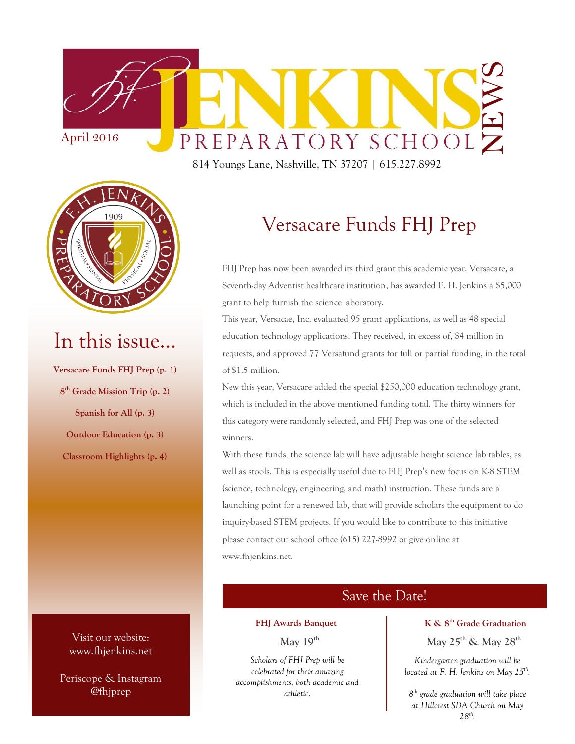# JENKINS PREPARATORY SCHOOL NEWS

April 2016

814 Youngs Lane, Nashville, TN 37207 | 615.227.8992

## In this issue...

**Versacare Funds FHJ Prep (p. 1)**

**8th Grade Mission Trip (p. 2)**

**Spanish for All (p. 3)**

**Outdoor Education (p. 3)**

**Classroom Highlights (p. 4)**

Visit our website: www.fhjenkins.net

Periscope & Instagram @fhjprep

## Versacare Funds FHJ Prep

FHJ Prep has now been awarded its third grant this academic year. Versacare, a Seventh-day Adventist healthcare institution, has awarded F. H. Jenkins a $5,000 grant to help furnish the science laboratory.

This year, Versacae, Inc. evaluated 95 grant applications, as well as 48 special education technology applications. They received, in excess of, $4 million in requests, and approved 77 Versafund grants for full or partial funding, in the total of $1.5 million.

New this year, Versacare added the special $250,000 education technology grant, which is included in the above mentioned funding total. The thirty winners for this category were randomly selected, and FHJ Prep was one of the selected winners.

With these funds, the science lab will have adjustable height science lab tables, as well as stools. This is especially useful due to FHJ Prep's new focus on K-8 STEM (science, technology, engineering, and math) instruction. These funds are a launching point for a renewed lab, that will provide scholars the equipment to do inquiry-based STEM projects. If you would like to contribute to this initiative please contact our school office (615) 227-8992 or give online at www.fhjenkins.net.

## Save the Date!

**FHJ Awards Banquet**

**May 19th**

*Scholars of FHJ Prep will be celebrated for their amazing accomplishments, both academic and athletic.*

**K & 8th Grade Graduation**

**May 25th & May 28th**

*Kindergarten graduation will be located at F. H. Jenkins on May 25th.*

*8th grade graduation will take place at Hillcrest SDA Church on May 28th.*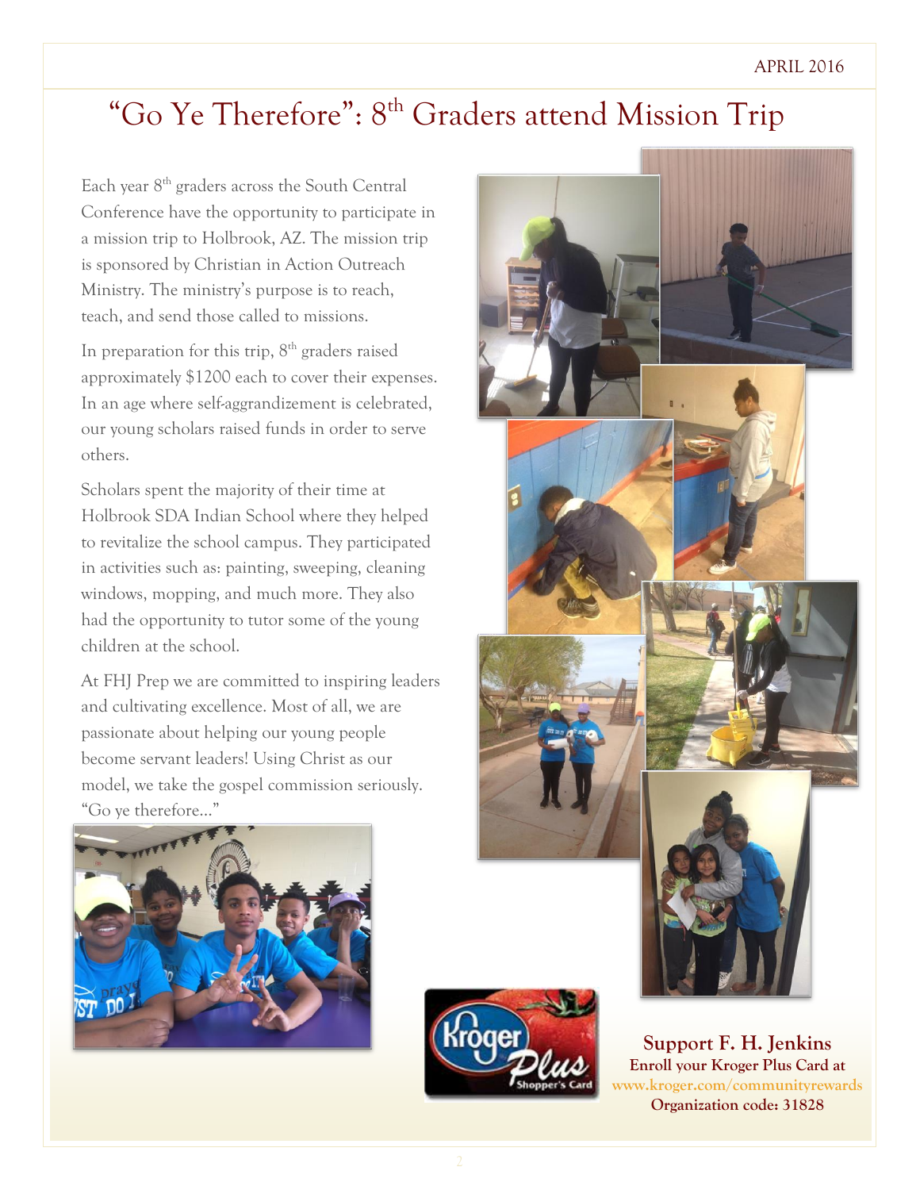# "Go Ye Therefore": 8th Graders attend Mission Trip

Each year 8th graders across the South Central Conference have the opportunity to participate in a mission trip to Holbrook, AZ. The mission trip is sponsored by Christian in Action Outreach Ministry. The ministry's purpose is to reach, teach, and send those called to missions.

In preparation for this trip, 8th graders raised approximately $1200 each to cover their expenses. In an age where self-aggrandizement is celebrated, our young scholars raised funds in order to serve others.

Scholars spent the majority of their time at Holbrook SDA Indian School where they helped to revitalize the school campus. They participated in activities such as: painting, sweeping, cleaning windows, mopping, and much more. They also had the opportunity to tutor some of the young children at the school.

At FHJ Prep we are committed to inspiring leaders and cultivating excellence. Most of all, we are passionate about helping our young people become servant leaders! Using Christ as our model, we take the gospel commission seriously. "Go ye therefore…"

**Support F. H. Jenkins**
**Enroll your Kroger Plus Card at**
www.kroger.com/communityrewards
**Organization code: 31828**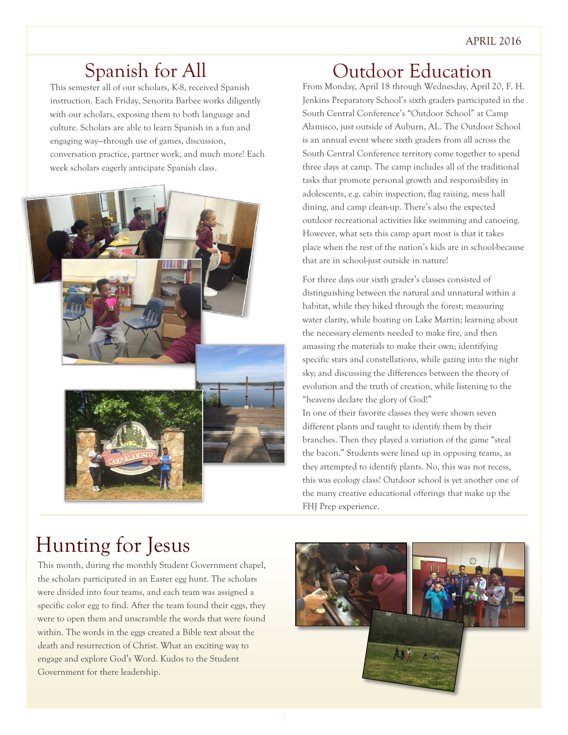## Spanish for All

This semester all of our scholars, K-8, received Spanish instruction. Each Friday, Senorita Barbee works diligently with our scholars, exposing them to both language and culture. Scholars are able to learn Spanish in a fun and engaging way—through use of games, discussion, conversation practice, partner work, and much more! Each week scholars eagerly anticipate Spanish class.

## Outdoor Education

From Monday, April 18 through Wednesday, April 20, F. H. Jenkins Preparatory School's sixth graders participated in the South Central Conference's "Outdoor School" at Camp Alamisco, just outside of Auburn, AL. The Outdoor School is an annual event where sixth graders from all across the South Central Conference territory come together to spend three days at camp. The camp includes all of the traditional tasks that promote personal growth and responsibility in adolescents, e.g. cabin inspection, flag raising, mess hall dining, and camp clean-up. There's also the expected outdoor recreational activities like swimming and canoeing. However, what sets this camp apart most is that it takes place when the rest of the nation's kids are in school-because that are in school-just outside in nature!

For three days our sixth grader's classes consisted of distinguishing between the natural and unnatural within a habitat, while they hiked through the forest; measuring water clarity, while boating on Lake Martin; learning about the necessary elements needed to make fire, and then amassing the materials to make their own; identifying specific stars and constellations, while gazing into the night sky; and discussing the differences between the theory of evolution and the truth of creation, while listening to the "heavens declare the glory of God!"

In one of their favorite classes they were shown seven different plants and taught to identify them by their branches. Then they played a variation of the game "steal the bacon." Students were lined up in opposing teams, as they attempted to identify plants. No, this was not recess, this was ecology class! Outdoor school is yet another one of the many creative educational offerings that make up the FHJ Prep experience.

## Hunting for Jesus

This month, during the monthly Student Government chapel, the scholars participated in an Easter egg hunt. The scholars were divided into four teams, and each team was assigned a specific color egg to find. After the team found their eggs, they were to open them and unscramble the words that were found within. The words in the eggs created a Bible text about the death and resurrection of Christ. What an exciting way to engage and explore God's Word. Kudos to the Student Government for there leadership.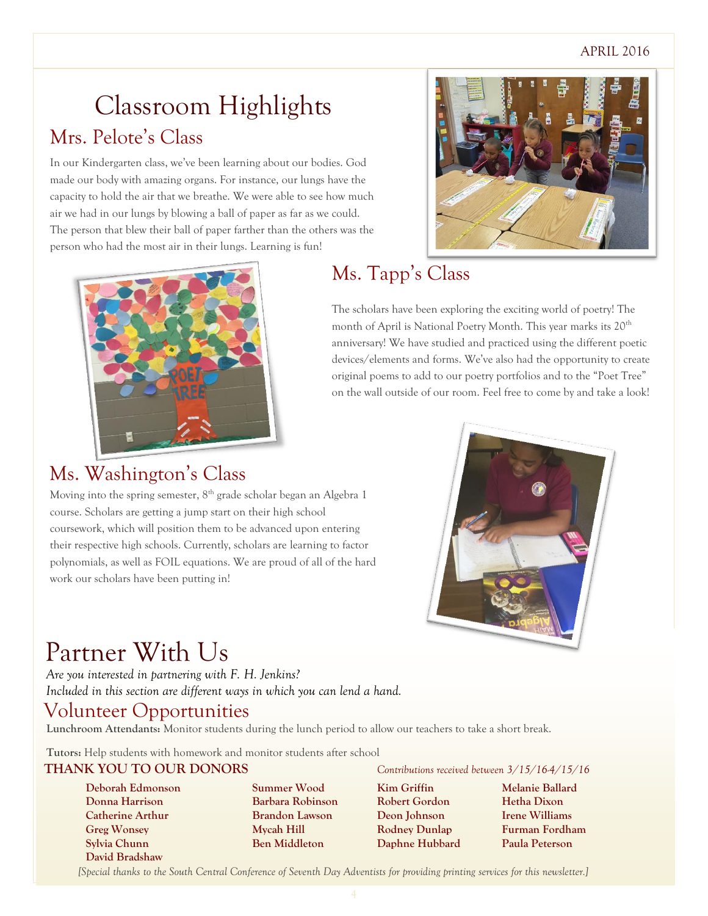# Classroom Highlights

## Mrs. Pelote's Class

In our Kindergarten class, we've been learning about our bodies. God made our body with amazing organs. For instance, our lungs have the capacity to hold the air that we breathe. We were able to see how much air we had in our lungs by blowing a ball of paper as far as we could. The person that blew their ball of paper farther than the others was the person who had the most air in their lungs. Learning is fun!

## Ms. Tapp's Class

The scholars have been exploring the exciting world of poetry! The month of April is National Poetry Month. This year marks its 20th anniversary! We have studied and practiced using the different poetic devices/elements and forms. We've also had the opportunity to create original poems to add to our poetry portfolios and to the "Poet Tree" on the wall outside of our room. Feel free to come by and take a look!

## Ms. Washington's Class

Moving into the spring semester, 8th grade scholar began an Algebra 1 course. Scholars are getting a jump start on their high school coursework, which will position them to be advanced upon entering their respective high schools. Currently, scholars are learning to factor polynomials, as well as FOIL equations. We are proud of all of the hard work our scholars have been putting in!

# Partner With Us

*Are you interested in partnering with F. H. Jenkins?*
*Included in this section are different ways in which you can lend a hand.*

## Volunteer Opportunities

**Lunchroom Attendants:** Monitor students during the lunch period to allow our teachers to take a short break.

**Tutors:** Help students with homework and monitor students after school

**THANK YOU TO OUR DONORS**

*Contributions received between 3/15/16-4/15/16*

| | | | |
|---|---|---|---|
| **Deborah Edmonson** | **Summer Wood** | **Kim Griffin** | **Melanie Ballard** |
| **Donna Harrison** | **Barbara Robinson** | **Robert Gordon** | **Hetha Dixon** |
| **Catherine Arthur** | **Brandon Lawson** | **Deon Johnson** | **Irene Williams** |
| **Greg Wonsey** | **Mycah Hill** | **Rodney Dunlap** | **Furman Fordham** |
| **Sylvia Chunn** | **Ben Middleton** | **Daphne Hubbard** | **Paula Peterson** |
| **David Bradshaw** | | | |

*[Special thanks to the South Central Conference of Seventh Day Adventists for providing printing services for this newsletter.]*